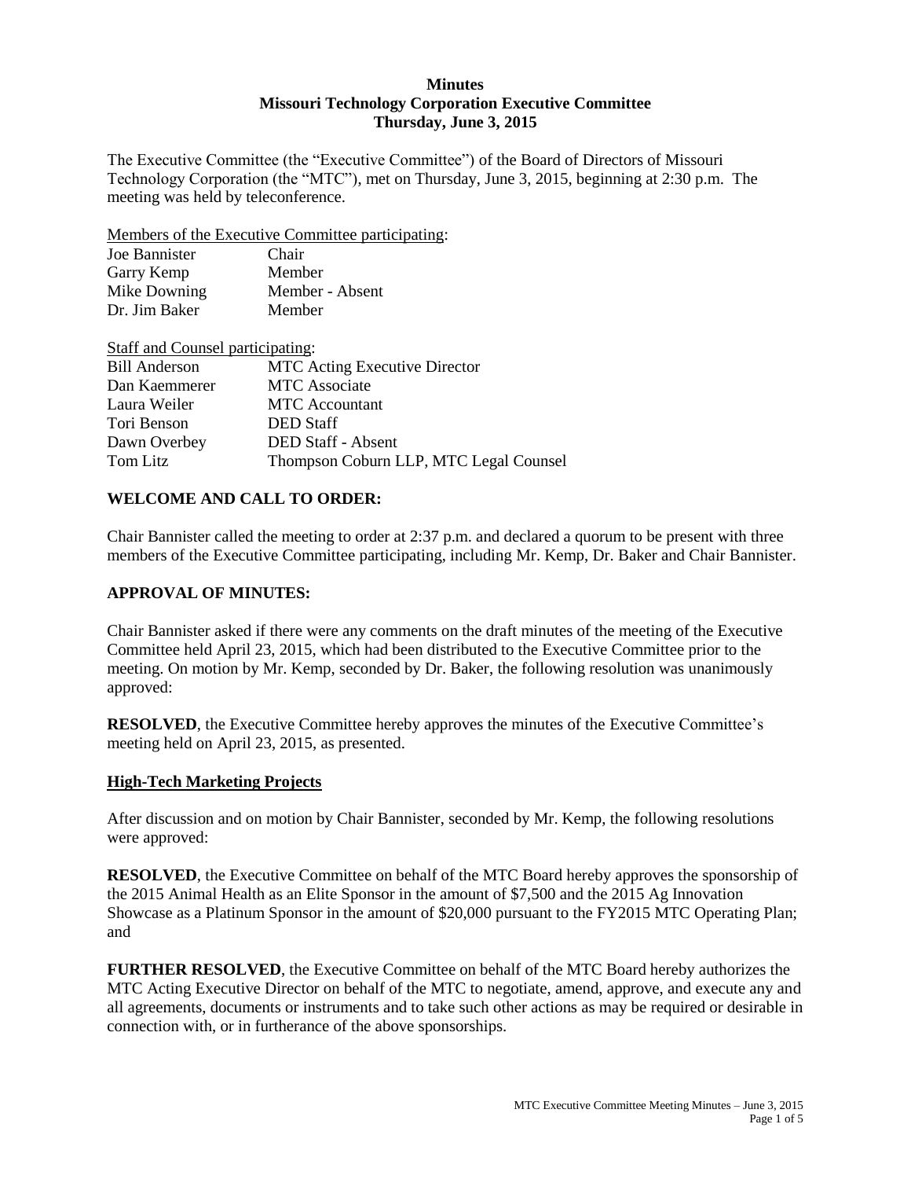**Minutes**
**Missouri Technology Corporation Executive Committee**
**Thursday, June 3, 2015**

The Executive Committee (the "Executive Committee") of the Board of Directors of Missouri Technology Corporation (the "MTC"), met on Thursday, June 3, 2015, beginning at 2:30 p.m. The meeting was held by teleconference.

Members of the Executive Committee participating:

| | |
|---|---|
| Joe Bannister | Chair |
| Garry Kemp | Member |
| Mike Downing | Member - Absent |
| Dr. Jim Baker | Member |

Staff and Counsel participating:

| | |
|---|---|
| Bill Anderson | MTC Acting Executive Director |
| Dan Kaemmerer | MTC Associate |
| Laura Weiler | MTC Accountant |
| Tori Benson | DED Staff |
| Dawn Overbey | DED Staff - Absent |
| Tom Litz | Thompson Coburn LLP, MTC Legal Counsel |

**WELCOME AND CALL TO ORDER:**

Chair Bannister called the meeting to order at 2:37 p.m. and declared a quorum to be present with three members of the Executive Committee participating, including Mr. Kemp, Dr. Baker and Chair Bannister.

**APPROVAL OF MINUTES:**

Chair Bannister asked if there were any comments on the draft minutes of the meeting of the Executive Committee held April 23, 2015, which had been distributed to the Executive Committee prior to the meeting. On motion by Mr. Kemp, seconded by Dr. Baker, the following resolution was unanimously approved:

**RESOLVED**, the Executive Committee hereby approves the minutes of the Executive Committee's meeting held on April 23, 2015, as presented.

**High-Tech Marketing Projects**

After discussion and on motion by Chair Bannister, seconded by Mr. Kemp, the following resolutions were approved:

**RESOLVED**, the Executive Committee on behalf of the MTC Board hereby approves the sponsorship of the 2015 Animal Health as an Elite Sponsor in the amount of $7,500 and the 2015 Ag Innovation Showcase as a Platinum Sponsor in the amount of $20,000 pursuant to the FY2015 MTC Operating Plan; and

**FURTHER RESOLVED**, the Executive Committee on behalf of the MTC Board hereby authorizes the MTC Acting Executive Director on behalf of the MTC to negotiate, amend, approve, and execute any and all agreements, documents or instruments and to take such other actions as may be required or desirable in connection with, or in furtherance of the above sponsorships.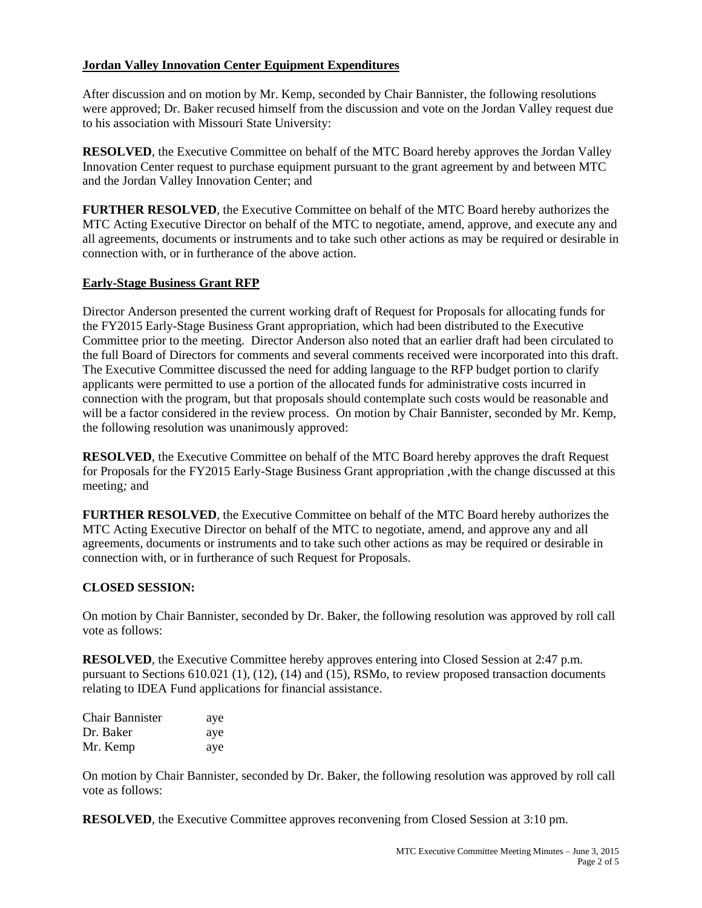**Jordan Valley Innovation Center Equipment Expenditures**

After discussion and on motion by Mr. Kemp, seconded by Chair Bannister, the following resolutions were approved; Dr. Baker recused himself from the discussion and vote on the Jordan Valley request due to his association with Missouri State University:

**RESOLVED**, the Executive Committee on behalf of the MTC Board hereby approves the Jordan Valley Innovation Center request to purchase equipment pursuant to the grant agreement by and between MTC and the Jordan Valley Innovation Center; and

**FURTHER RESOLVED**, the Executive Committee on behalf of the MTC Board hereby authorizes the MTC Acting Executive Director on behalf of the MTC to negotiate, amend, approve, and execute any and all agreements, documents or instruments and to take such other actions as may be required or desirable in connection with, or in furtherance of the above action.

**Early-Stage Business Grant RFP**

Director Anderson presented the current working draft of Request for Proposals for allocating funds for the FY2015 Early-Stage Business Grant appropriation, which had been distributed to the Executive Committee prior to the meeting. Director Anderson also noted that an earlier draft had been circulated to the full Board of Directors for comments and several comments received were incorporated into this draft. The Executive Committee discussed the need for adding language to the RFP budget portion to clarify applicants were permitted to use a portion of the allocated funds for administrative costs incurred in connection with the program, but that proposals should contemplate such costs would be reasonable and will be a factor considered in the review process. On motion by Chair Bannister, seconded by Mr. Kemp, the following resolution was unanimously approved:

**RESOLVED**, the Executive Committee on behalf of the MTC Board hereby approves the draft Request for Proposals for the FY2015 Early-Stage Business Grant appropriation ,with the change discussed at this meeting*;* and

**FURTHER RESOLVED**, the Executive Committee on behalf of the MTC Board hereby authorizes the MTC Acting Executive Director on behalf of the MTC to negotiate, amend, and approve any and all agreements, documents or instruments and to take such other actions as may be required or desirable in connection with, or in furtherance of such Request for Proposals.

**CLOSED SESSION:**

On motion by Chair Bannister, seconded by Dr. Baker, the following resolution was approved by roll call vote as follows:

**RESOLVED**, the Executive Committee hereby approves entering into Closed Session at 2:47 p.m. pursuant to Sections 610.021 (1), (12), (14) and (15), RSMo, to review proposed transaction documents relating to IDEA Fund applications for financial assistance.

| | |
|---|---|
| Chair Bannister | aye |
| Dr. Baker | aye |
| Mr. Kemp | aye |

On motion by Chair Bannister, seconded by Dr. Baker, the following resolution was approved by roll call vote as follows:

**RESOLVED**, the Executive Committee approves reconvening from Closed Session at 3:10 pm.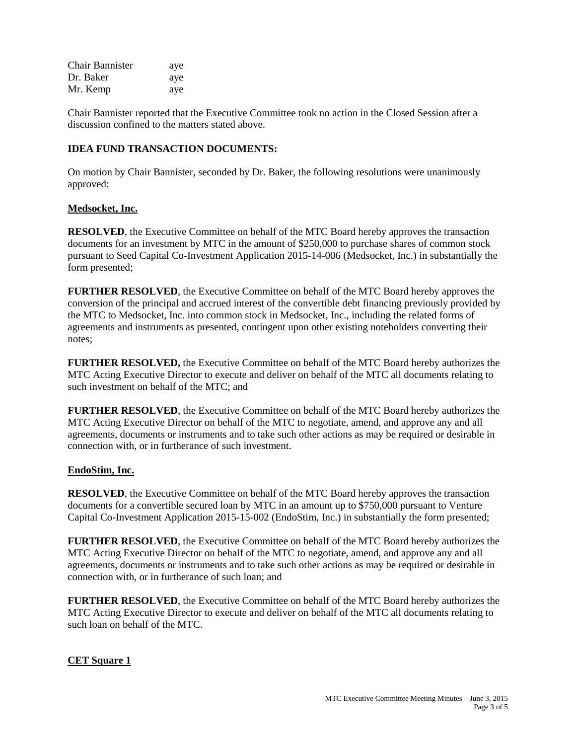| | |
|---|---|
| Chair Bannister | aye |
| Dr. Baker | aye |
| Mr. Kemp | aye |

Chair Bannister reported that the Executive Committee took no action in the Closed Session after a discussion confined to the matters stated above.

**IDEA FUND TRANSACTION DOCUMENTS:**

On motion by Chair Bannister, seconded by Dr. Baker, the following resolutions were unanimously approved:

**Medsocket, Inc.**

**RESOLVED**, the Executive Committee on behalf of the MTC Board hereby approves the transaction documents for an investment by MTC in the amount of $250,000 to purchase shares of common stock pursuant to Seed Capital Co-Investment Application 2015-14-006 (Medsocket, Inc.) in substantially the form presented;

**FURTHER RESOLVED**, the Executive Committee on behalf of the MTC Board hereby approves the conversion of the principal and accrued interest of the convertible debt financing previously provided by the MTC to Medsocket, Inc. into common stock in Medsocket, Inc., including the related forms of agreements and instruments as presented, contingent upon other existing noteholders converting their notes;

**FURTHER RESOLVED,** the Executive Committee on behalf of the MTC Board hereby authorizes the MTC Acting Executive Director to execute and deliver on behalf of the MTC all documents relating to such investment on behalf of the MTC; and

**FURTHER RESOLVED**, the Executive Committee on behalf of the MTC Board hereby authorizes the MTC Acting Executive Director on behalf of the MTC to negotiate, amend, and approve any and all agreements, documents or instruments and to take such other actions as may be required or desirable in connection with, or in furtherance of such investment.

**EndoStim, Inc.**

**RESOLVED**, the Executive Committee on behalf of the MTC Board hereby approves the transaction documents for a convertible secured loan by MTC in an amount up to $750,000 pursuant to Venture Capital Co-Investment Application 2015-15-002 (EndoStim, Inc.) in substantially the form presented;

**FURTHER RESOLVED**, the Executive Committee on behalf of the MTC Board hereby authorizes the MTC Acting Executive Director on behalf of the MTC to negotiate, amend, and approve any and all agreements, documents or instruments and to take such other actions as may be required or desirable in connection with, or in furtherance of such loan; and

**FURTHER RESOLVED**, the Executive Committee on behalf of the MTC Board hereby authorizes the MTC Acting Executive Director to execute and deliver on behalf of the MTC all documents relating to such loan on behalf of the MTC.

**CET Square 1**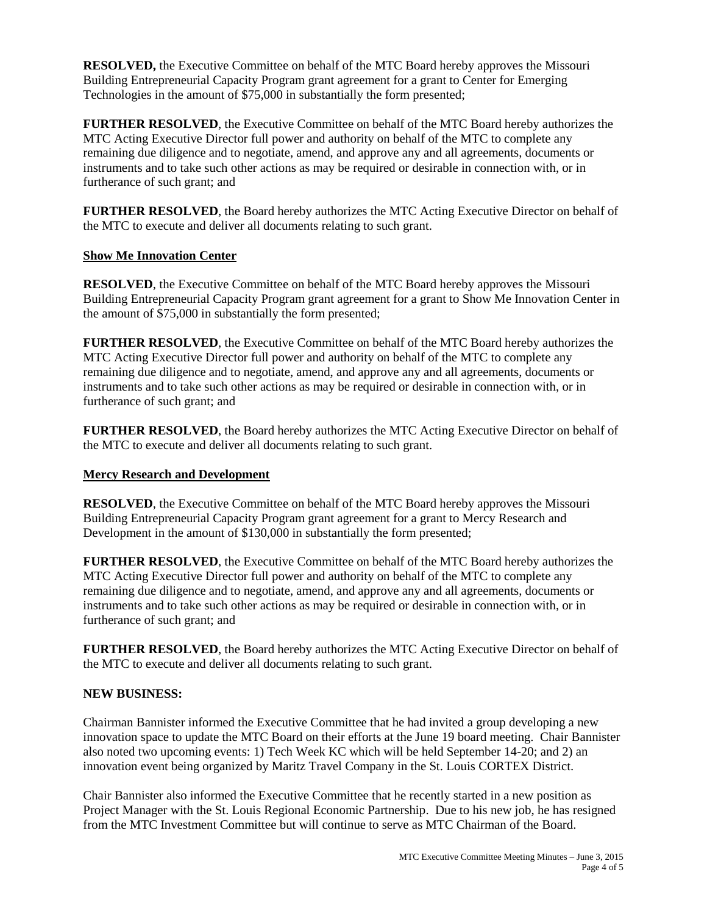**RESOLVED,** the Executive Committee on behalf of the MTC Board hereby approves the Missouri Building Entrepreneurial Capacity Program grant agreement for a grant to Center for Emerging Technologies in the amount of $75,000 in substantially the form presented;

**FURTHER RESOLVED**, the Executive Committee on behalf of the MTC Board hereby authorizes the MTC Acting Executive Director full power and authority on behalf of the MTC to complete any remaining due diligence and to negotiate, amend, and approve any and all agreements, documents or instruments and to take such other actions as may be required or desirable in connection with, or in furtherance of such grant; and

**FURTHER RESOLVED**, the Board hereby authorizes the MTC Acting Executive Director on behalf of the MTC to execute and deliver all documents relating to such grant.

**Show Me Innovation Center**

**RESOLVED**, the Executive Committee on behalf of the MTC Board hereby approves the Missouri Building Entrepreneurial Capacity Program grant agreement for a grant to Show Me Innovation Center in the amount of $75,000 in substantially the form presented;

**FURTHER RESOLVED**, the Executive Committee on behalf of the MTC Board hereby authorizes the MTC Acting Executive Director full power and authority on behalf of the MTC to complete any remaining due diligence and to negotiate, amend, and approve any and all agreements, documents or instruments and to take such other actions as may be required or desirable in connection with, or in furtherance of such grant; and

**FURTHER RESOLVED**, the Board hereby authorizes the MTC Acting Executive Director on behalf of the MTC to execute and deliver all documents relating to such grant.

**Mercy Research and Development**

**RESOLVED**, the Executive Committee on behalf of the MTC Board hereby approves the Missouri Building Entrepreneurial Capacity Program grant agreement for a grant to Mercy Research and Development in the amount of $130,000 in substantially the form presented;

**FURTHER RESOLVED**, the Executive Committee on behalf of the MTC Board hereby authorizes the MTC Acting Executive Director full power and authority on behalf of the MTC to complete any remaining due diligence and to negotiate, amend, and approve any and all agreements, documents or instruments and to take such other actions as may be required or desirable in connection with, or in furtherance of such grant; and

**FURTHER RESOLVED**, the Board hereby authorizes the MTC Acting Executive Director on behalf of the MTC to execute and deliver all documents relating to such grant.

**NEW BUSINESS:**

Chairman Bannister informed the Executive Committee that he had invited a group developing a new innovation space to update the MTC Board on their efforts at the June 19 board meeting. Chair Bannister also noted two upcoming events: 1) Tech Week KC which will be held September 14-20; and 2) an innovation event being organized by Maritz Travel Company in the St. Louis CORTEX District.

Chair Bannister also informed the Executive Committee that he recently started in a new position as Project Manager with the St. Louis Regional Economic Partnership. Due to his new job, he has resigned from the MTC Investment Committee but will continue to serve as MTC Chairman of the Board.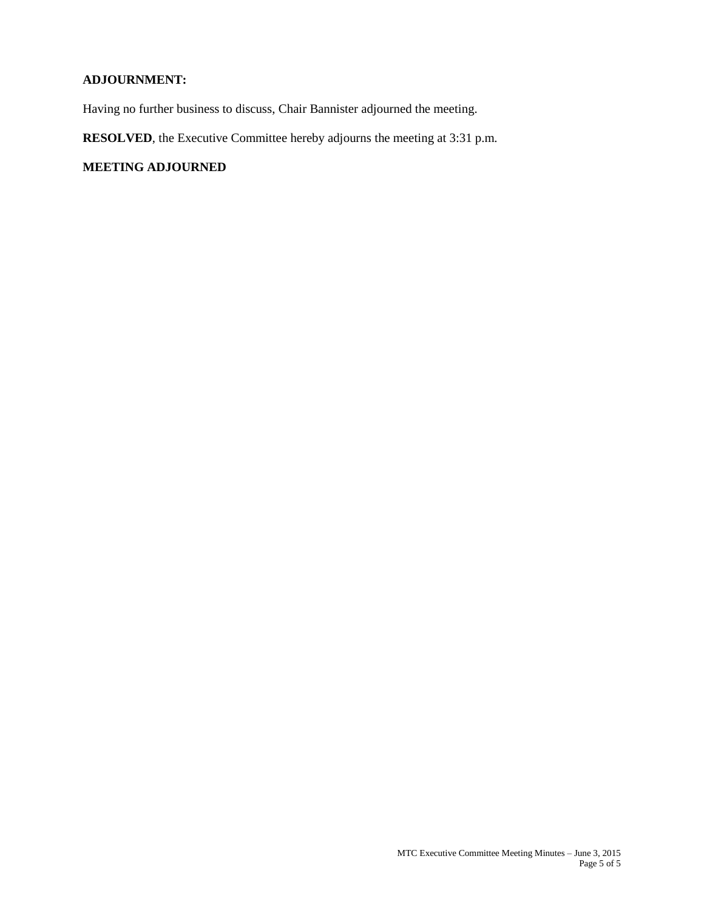**ADJOURNMENT:**

Having no further business to discuss, Chair Bannister adjourned the meeting.

**RESOLVED**, the Executive Committee hereby adjourns the meeting at 3:31 p.m.

**MEETING ADJOURNED**